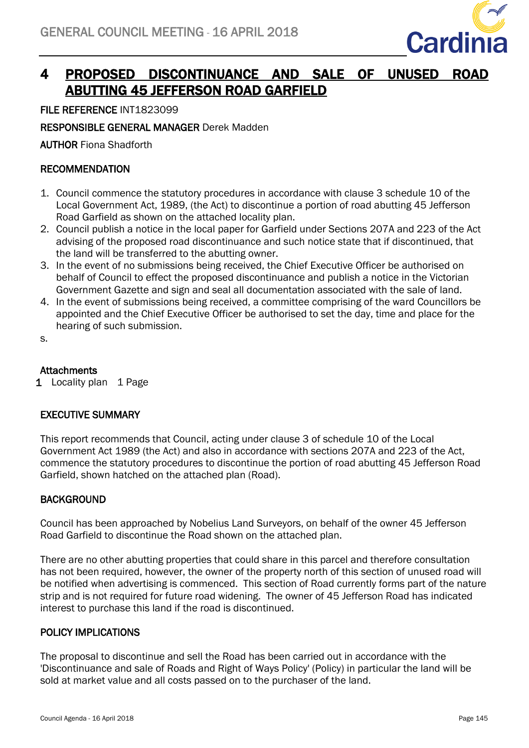# 4 PROPOSED DISCONTINUANCE AND SALE OF UNUSED ROAD ABUTTING 45 JEFFERSON ROAD GARFIELD

**FILE REFERENCE** INT1823099

**RESPONSIBLE GENERAL MANAGER** Derek Madden

**AUTHOR** Fiona Shadforth

## RECOMMENDATION

1. Council commence the statutory procedures in accordance with clause 3 schedule 10 of the Local Government Act, 1989, (the Act) to discontinue a portion of road abutting 45 Jefferson Road Garfield as shown on the attached locality plan.
2. Council publish a notice in the local paper for Garfield under Sections 207A and 223 of the Act advising of the proposed road discontinuance and such notice state that if discontinued, that the land will be transferred to the abutting owner.
3. In the event of no submissions being received, the Chief Executive Officer be authorised on behalf of Council to effect the proposed discontinuance and publish a notice in the Victorian Government Gazette and sign and seal all documentation associated with the sale of land.
4. In the event of submissions being received, a committee comprising of the ward Councillors be appointed and the Chief Executive Officer be authorised to set the day, time and place for the hearing of such submission.

s.

## Attachments

1 Locality plan 1 Page

## EXECUTIVE SUMMARY

This report recommends that Council, acting under clause 3 of schedule 10 of the Local Government Act 1989 (the Act) and also in accordance with sections 207A and 223 of the Act, commence the statutory procedures to discontinue the portion of road abutting 45 Jefferson Road Garfield, shown hatched on the attached plan (Road).

## BACKGROUND

Council has been approached by Nobelius Land Surveyors, on behalf of the owner 45 Jefferson Road Garfield to discontinue the Road shown on the attached plan.

There are no other abutting properties that could share in this parcel and therefore consultation has not been required, however, the owner of the property north of this section of unused road will be notified when advertising is commenced. This section of Road currently forms part of the nature strip and is not required for future road widening. The owner of 45 Jefferson Road has indicated interest to purchase this land if the road is discontinued.

## POLICY IMPLICATIONS

The proposal to discontinue and sell the Road has been carried out in accordance with the 'Discontinuance and sale of Roads and Right of Ways Policy' (Policy) in particular the land will be sold at market value and all costs passed on to the purchaser of the land.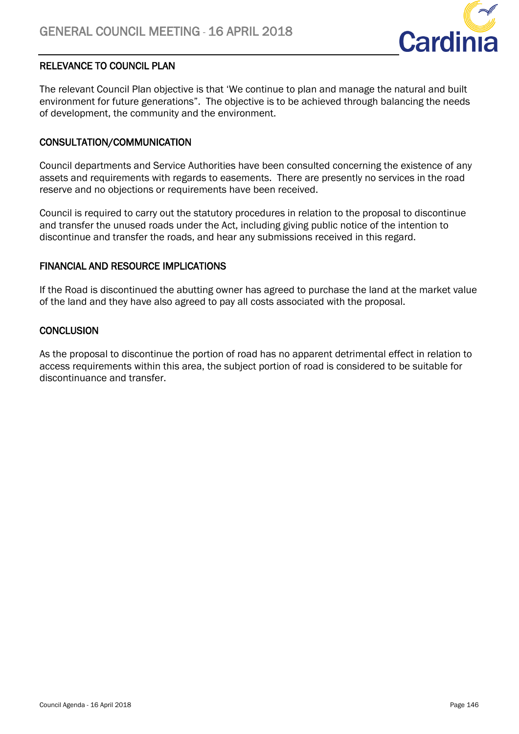## RELEVANCE TO COUNCIL PLAN

The relevant Council Plan objective is that 'We continue to plan and manage the natural and built environment for future generations". The objective is to be achieved through balancing the needs of development, the community and the environment.

## CONSULTATION/COMMUNICATION

Council departments and Service Authorities have been consulted concerning the existence of any assets and requirements with regards to easements. There are presently no services in the road reserve and no objections or requirements have been received.

Council is required to carry out the statutory procedures in relation to the proposal to discontinue and transfer the unused roads under the Act, including giving public notice of the intention to discontinue and transfer the roads, and hear any submissions received in this regard.

## FINANCIAL AND RESOURCE IMPLICATIONS

If the Road is discontinued the abutting owner has agreed to purchase the land at the market value of the land and they have also agreed to pay all costs associated with the proposal.

## CONCLUSION

As the proposal to discontinue the portion of road has no apparent detrimental effect in relation to access requirements within this area, the subject portion of road is considered to be suitable for discontinuance and transfer.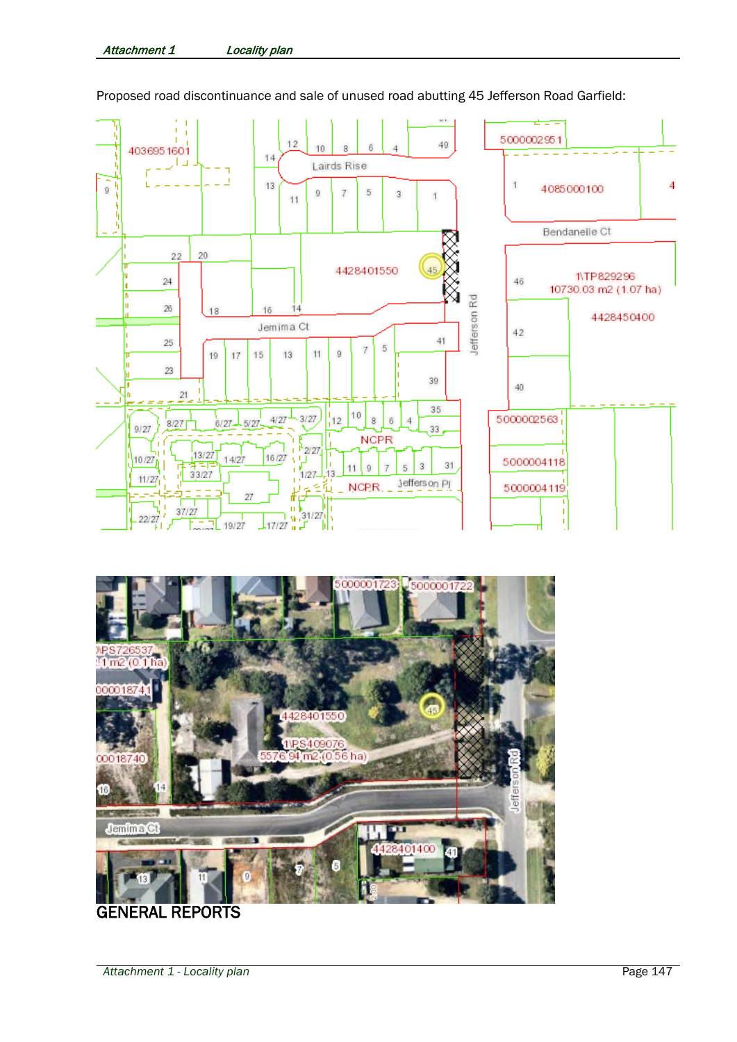Proposed road discontinuance and sale of unused road abutting 45 Jefferson Road Garfield:

GENERAL REPORTS